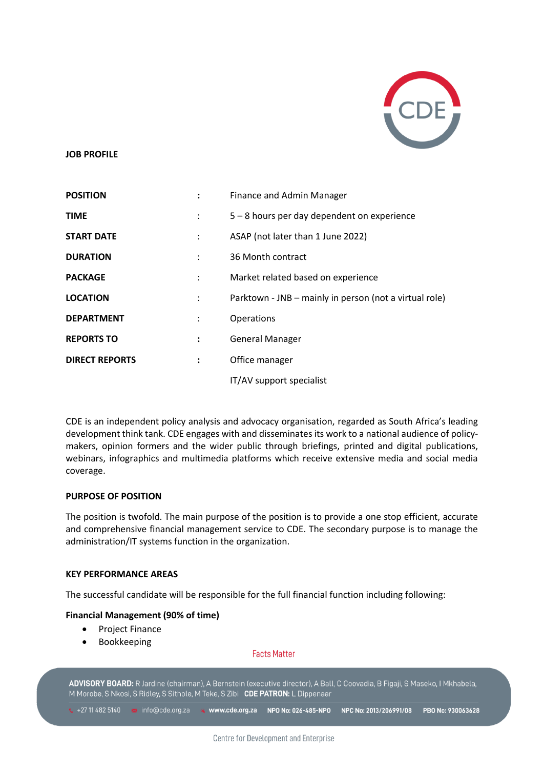**JOB PROFILE**

| | | |
|---|---|---|
| **POSITION** | : | Finance and Admin Manager |
| **TIME** | : | 5 – 8 hours per day dependent on experience |
| **START DATE** | : | ASAP (not later than 1 June 2022) |
| **DURATION** | : | 36 Month contract |
| **PACKAGE** | : | Market related based on experience |
| **LOCATION** | : | Parktown - JNB – mainly in person (not a virtual role) |
| **DEPARTMENT** | : | Operations |
| **REPORTS TO** | : | General Manager |
| **DIRECT REPORTS** | : | Office manager |
| | | IT/AV support specialist |

CDE is an independent policy analysis and advocacy organisation, regarded as South Africa's leading development think tank. CDE engages with and disseminates its work to a national audience of policy-makers, opinion formers and the wider public through briefings, printed and digital publications, webinars, infographics and multimedia platforms which receive extensive media and social media coverage.

**PURPOSE OF POSITION**

The position is twofold. The main purpose of the position is to provide a one stop efficient, accurate and comprehensive financial management service to CDE. The secondary purpose is to manage the administration/IT systems function in the organization.

**KEY PERFORMANCE AREAS**

The successful candidate will be responsible for the full financial function including following:

**Financial Management (90% of time)**

- Project Finance
- Bookkeeping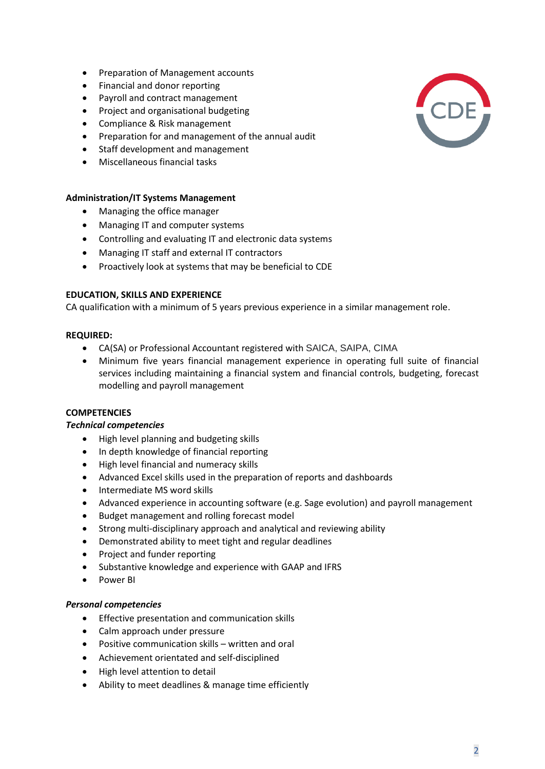- Preparation of Management accounts
- Financial and donor reporting
- Payroll and contract management
- Project and organisational budgeting
- Compliance & Risk management
- Preparation for and management of the annual audit
- Staff development and management
- Miscellaneous financial tasks

**Administration/IT Systems Management**

- Managing the office manager
- Managing IT and computer systems
- Controlling and evaluating IT and electronic data systems
- Managing IT staff and external IT contractors
- Proactively look at systems that may be beneficial to CDE

**EDUCATION, SKILLS AND EXPERIENCE**

CA qualification with a minimum of 5 years previous experience in a similar management role.

**REQUIRED:**

- CA(SA) or Professional Accountant registered with SAICA, SAIPA, CIMA
- Minimum five years financial management experience in operating full suite of financial services including maintaining a financial system and financial controls, budgeting, forecast modelling and payroll management

**COMPETENCIES**

***Technical competencies***

- High level planning and budgeting skills
- In depth knowledge of financial reporting
- High level financial and numeracy skills
- Advanced Excel skills used in the preparation of reports and dashboards
- Intermediate MS word skills
- Advanced experience in accounting software (e.g. Sage evolution) and payroll management
- Budget management and rolling forecast model
- Strong multi-disciplinary approach and analytical and reviewing ability
- Demonstrated ability to meet tight and regular deadlines
- Project and funder reporting
- Substantive knowledge and experience with GAAP and IFRS
- Power BI

***Personal competencies***

- Effective presentation and communication skills
- Calm approach under pressure
- Positive communication skills – written and oral
- Achievement orientated and self-disciplined
- High level attention to detail
- Ability to meet deadlines & manage time efficiently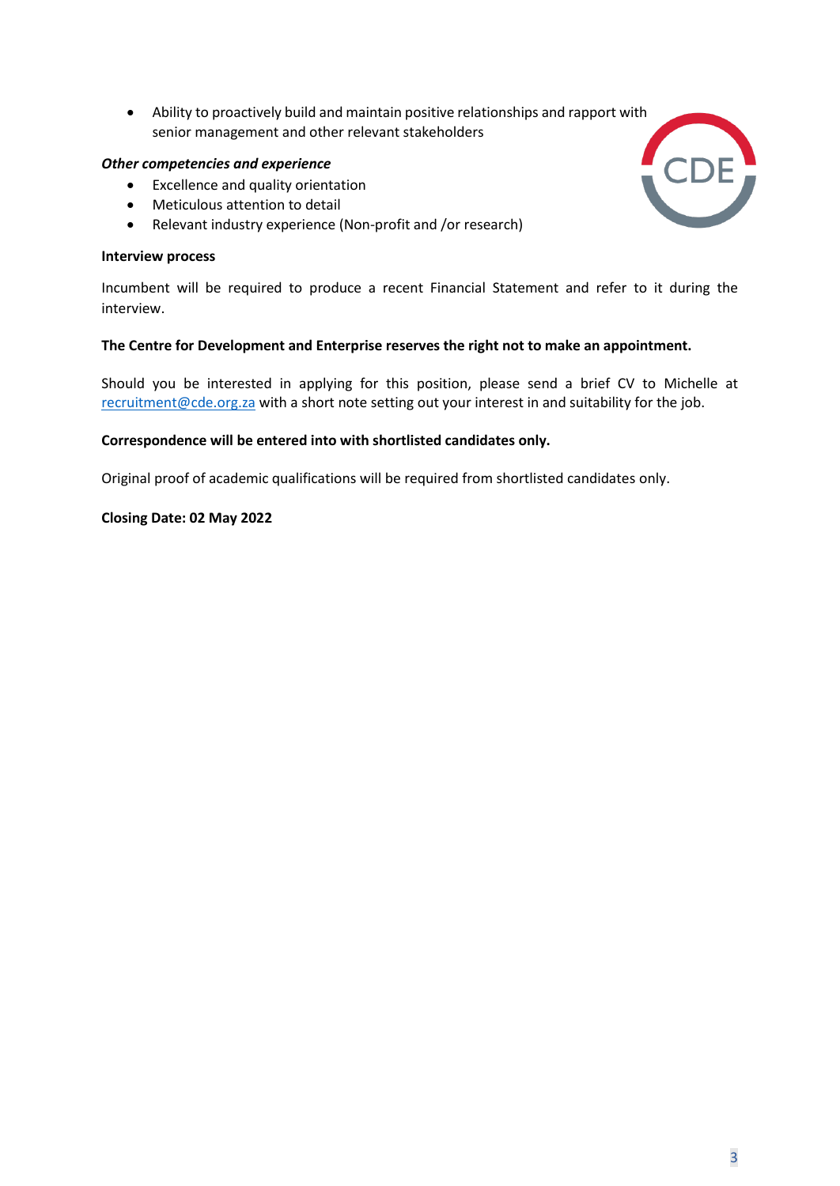- Ability to proactively build and maintain positive relationships and rapport with senior management and other relevant stakeholders

***Other competencies and experience***

- Excellence and quality orientation
- Meticulous attention to detail
- Relevant industry experience (Non-profit and /or research)

**Interview process**

Incumbent will be required to produce a recent Financial Statement and refer to it during the interview.

**The Centre for Development and Enterprise reserves the right not to make an appointment.**

Should you be interested in applying for this position, please send a brief CV to Michelle at recruitment@cde.org.za with a short note setting out your interest in and suitability for the job.

**Correspondence will be entered into with shortlisted candidates only.**

Original proof of academic qualifications will be required from shortlisted candidates only.

**Closing Date: 02 May 2022**